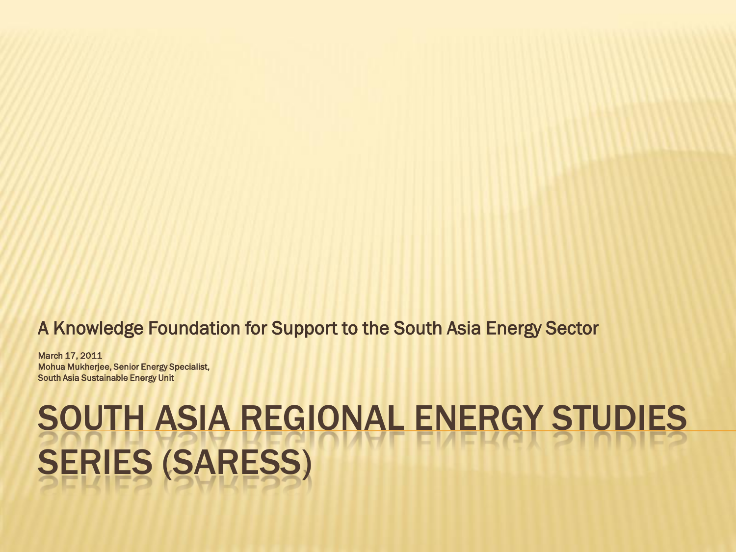A Knowledge Foundation for Support to the South Asia Energy Sector

March 17, 2011
Mohua Mukherjee, Senior Energy Specialist,
South Asia Sustainable Energy Unit

# SOUTH ASIA REGIONAL ENERGY STUDIES SERIES (SARESS)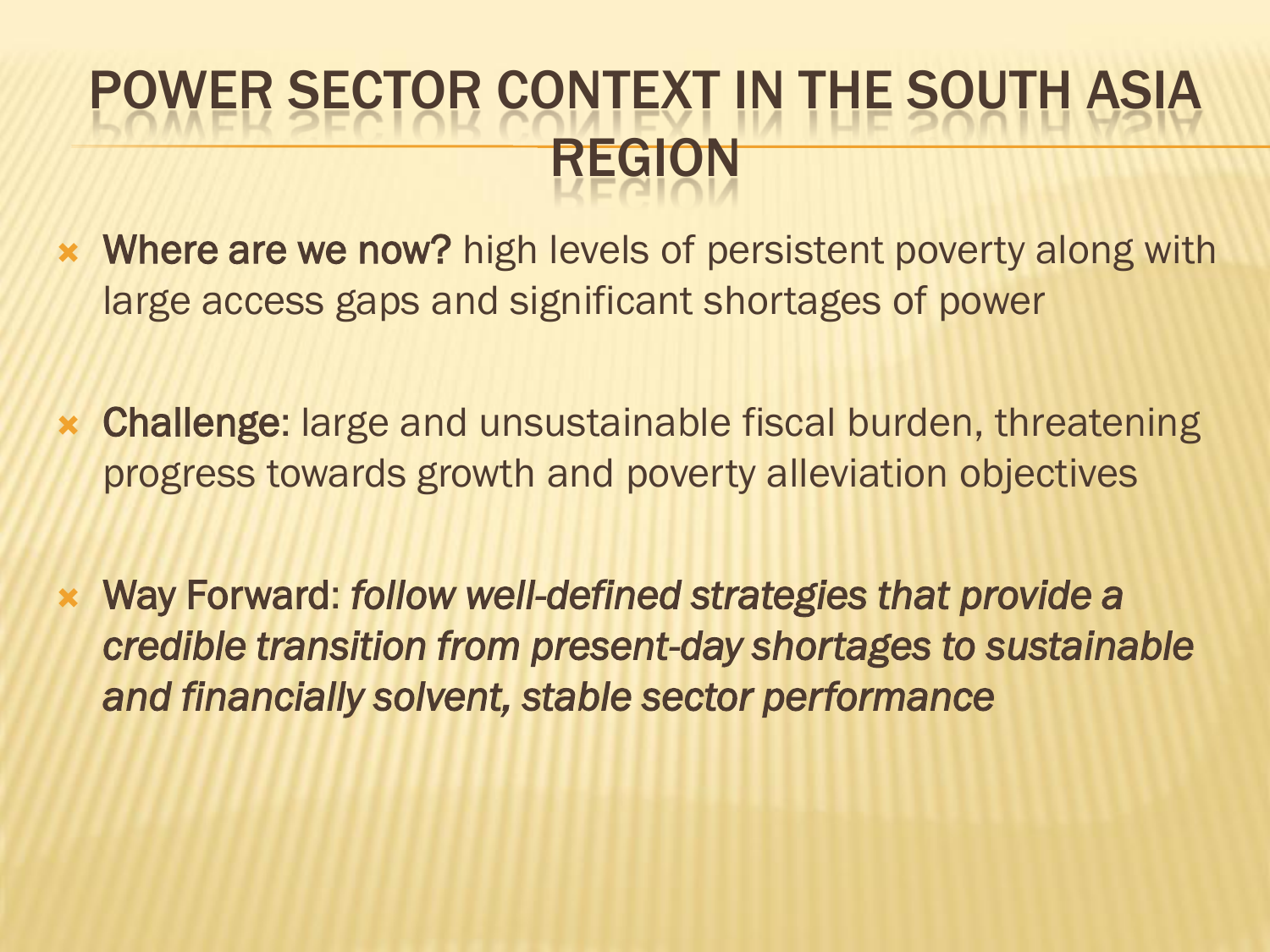# POWER SECTOR CONTEXT IN THE SOUTH ASIA REGION

- **Where are we now?** high levels of persistent poverty along with large access gaps and significant shortages of power
- **Challenge:** large and unsustainable fiscal burden, threatening progress towards growth and poverty alleviation objectives
- **Way Forward:** *follow well-defined strategies that provide a credible transition from present-day shortages to sustainable and financially solvent, stable sector performance*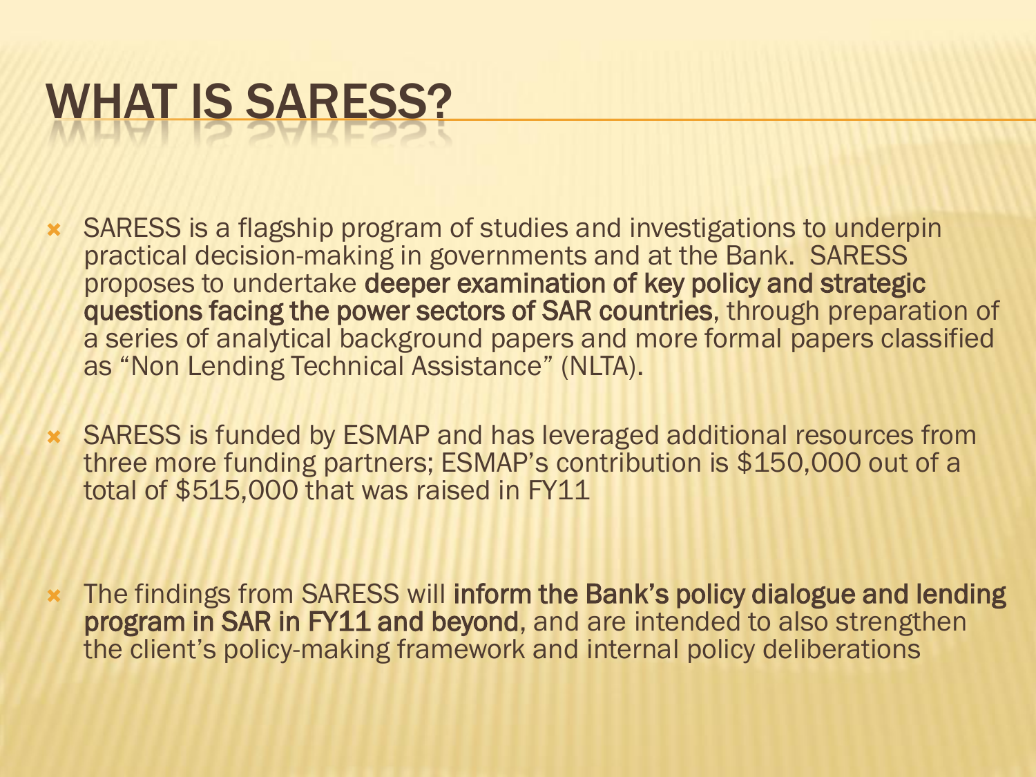# WHAT IS SARESS?

- SARESS is a flagship program of studies and investigations to underpin practical decision-making in governments and at the Bank. SARESS proposes to undertake **deeper examination of key policy and strategic questions facing the power sectors of SAR countries**, through preparation of a series of analytical background papers and more formal papers classified as "Non Lending Technical Assistance" (NLTA).
- SARESS is funded by ESMAP and has leveraged additional resources from three more funding partners; ESMAP's contribution is $150,000 out of a total of $515,000 that was raised in FY11
- The findings from SARESS will **inform the Bank's policy dialogue and lending program in SAR in FY11 and beyond**, and are intended to also strengthen the client's policy-making framework and internal policy deliberations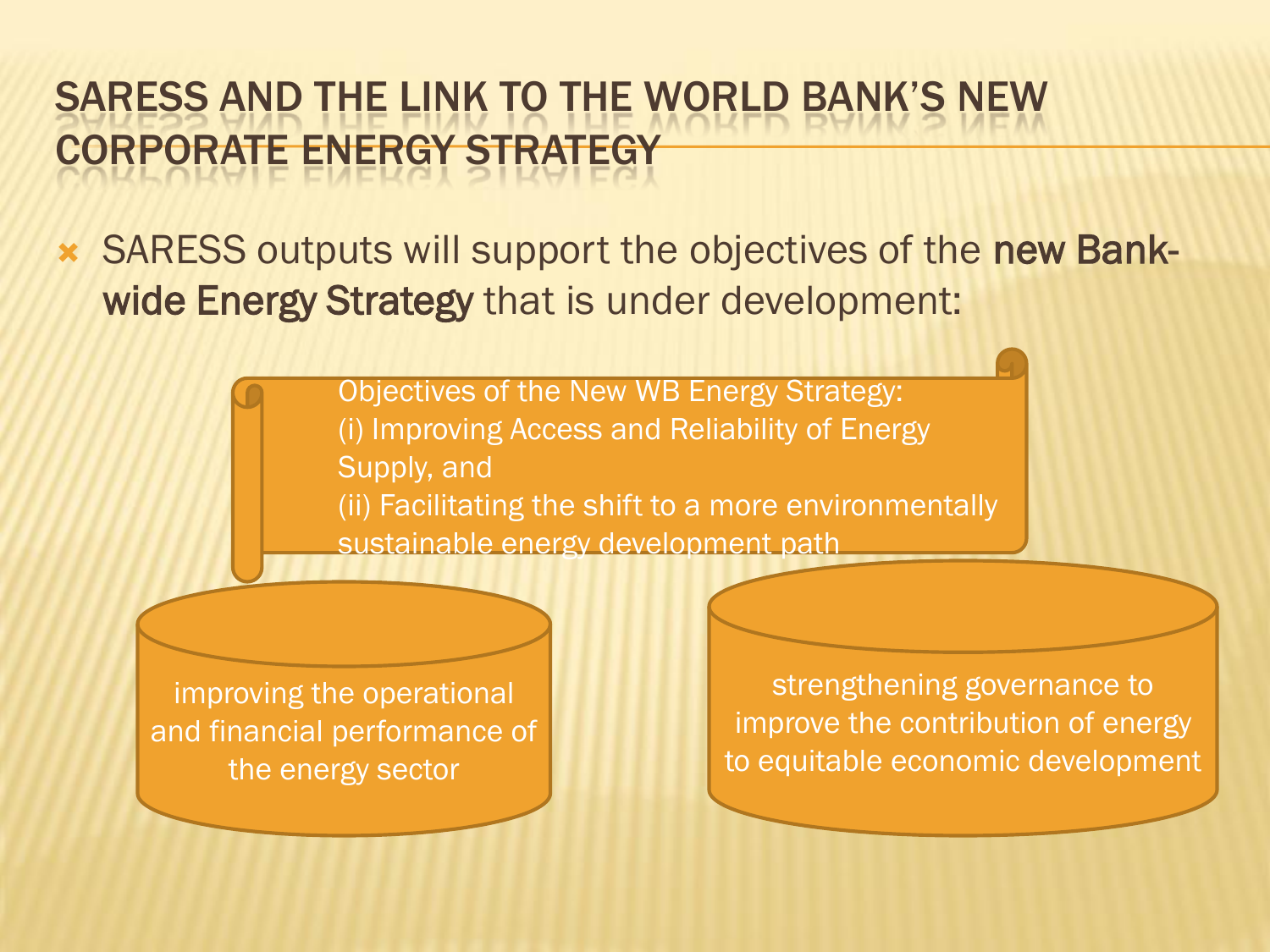# SARESS AND THE LINK TO THE WORLD BANK'S NEW CORPORATE ENERGY STRATEGY

- SARESS outputs will support the objectives of the **new Bank-wide Energy Strategy** that is under development:

Objectives of the New WB Energy Strategy:
(i) Improving Access and Reliability of Energy Supply, and
(ii) Facilitating the shift to a more environmentally sustainable energy development path

improving the operational and financial performance of the energy sector

strengthening governance to improve the contribution of energy to equitable economic development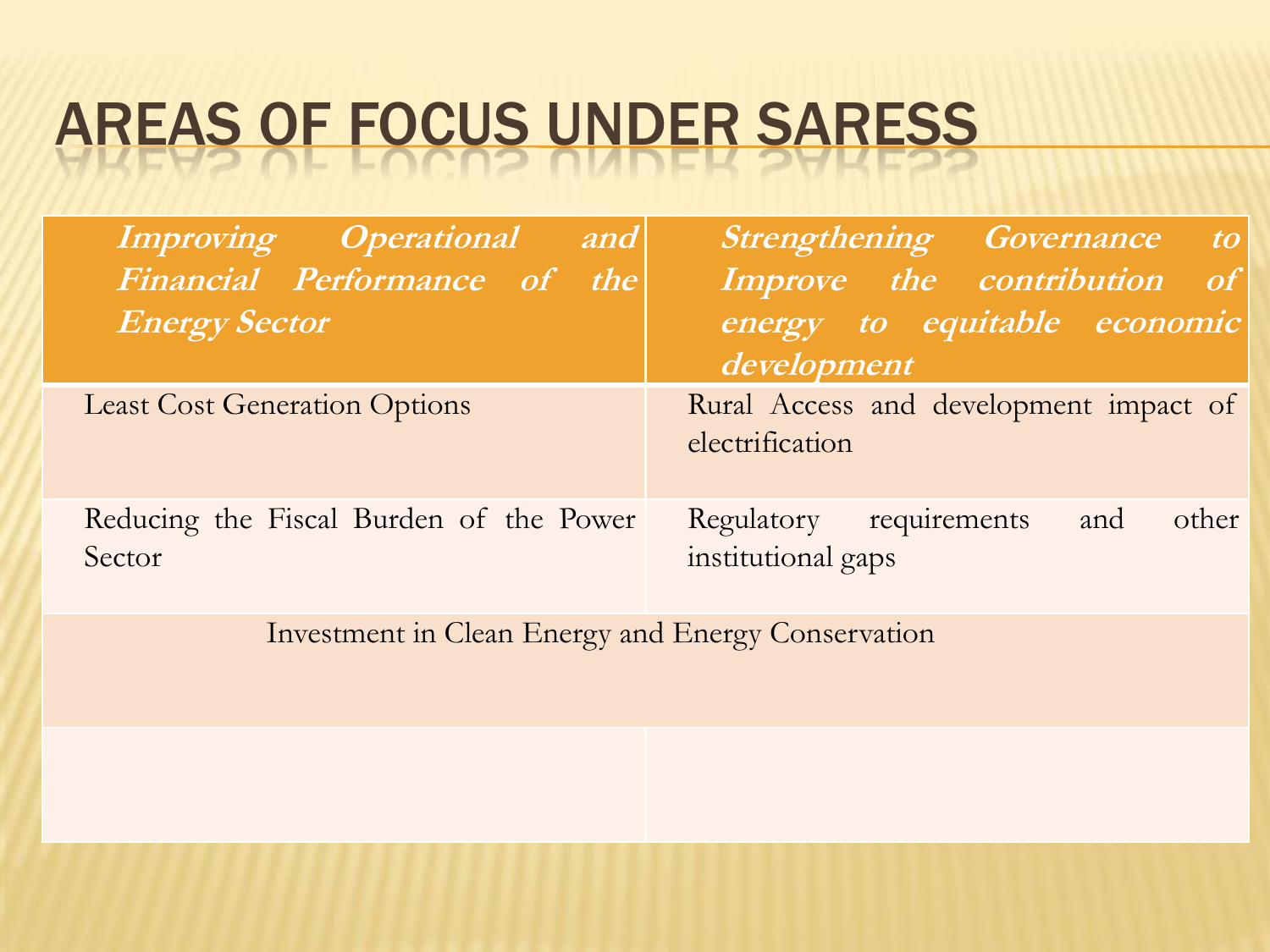# AREAS OF FOCUS UNDER SARESS

| *Improving Operational and Financial Performance of the Energy Sector* | *Strengthening Governance to Improve the contribution of energy to equitable economic development* |
|---|---|
| Least Cost Generation Options | Rural Access and development impact of electrification |
| Reducing the Fiscal Burden of the Power Sector | Regulatory requirements and other institutional gaps |
| Investment in Clean Energy and Energy Conservation | |
| | |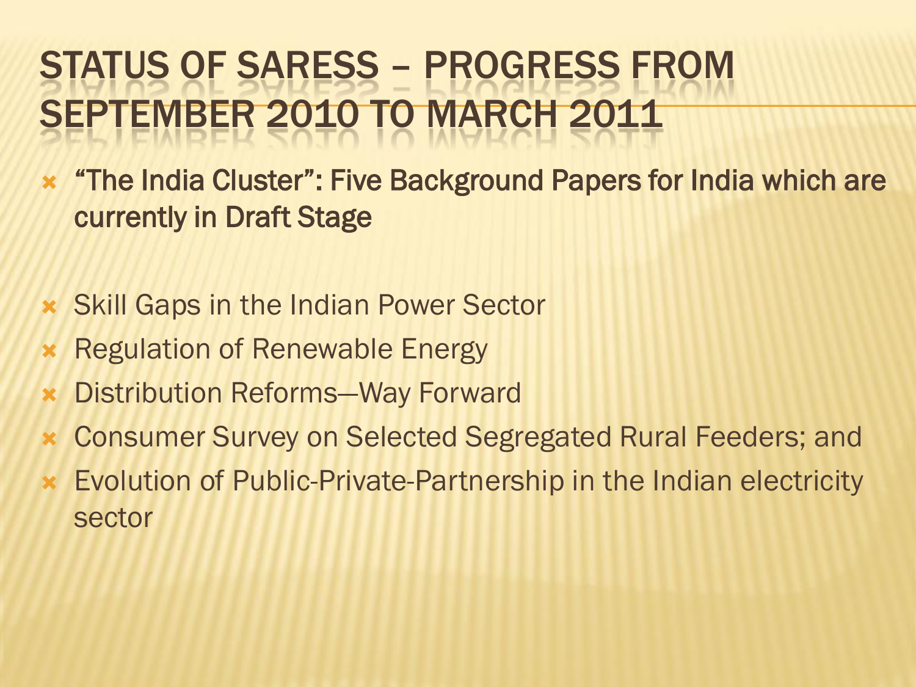# STATUS OF SARESS – PROGRESS FROM SEPTEMBER 2010 TO MARCH 2011

- **"The India Cluster": Five Background Papers for India which are currently in Draft Stage**

- Skill Gaps in the Indian Power Sector
- Regulation of Renewable Energy
- Distribution Reforms—Way Forward
- Consumer Survey on Selected Segregated Rural Feeders; and
- Evolution of Public-Private-Partnership in the Indian electricity sector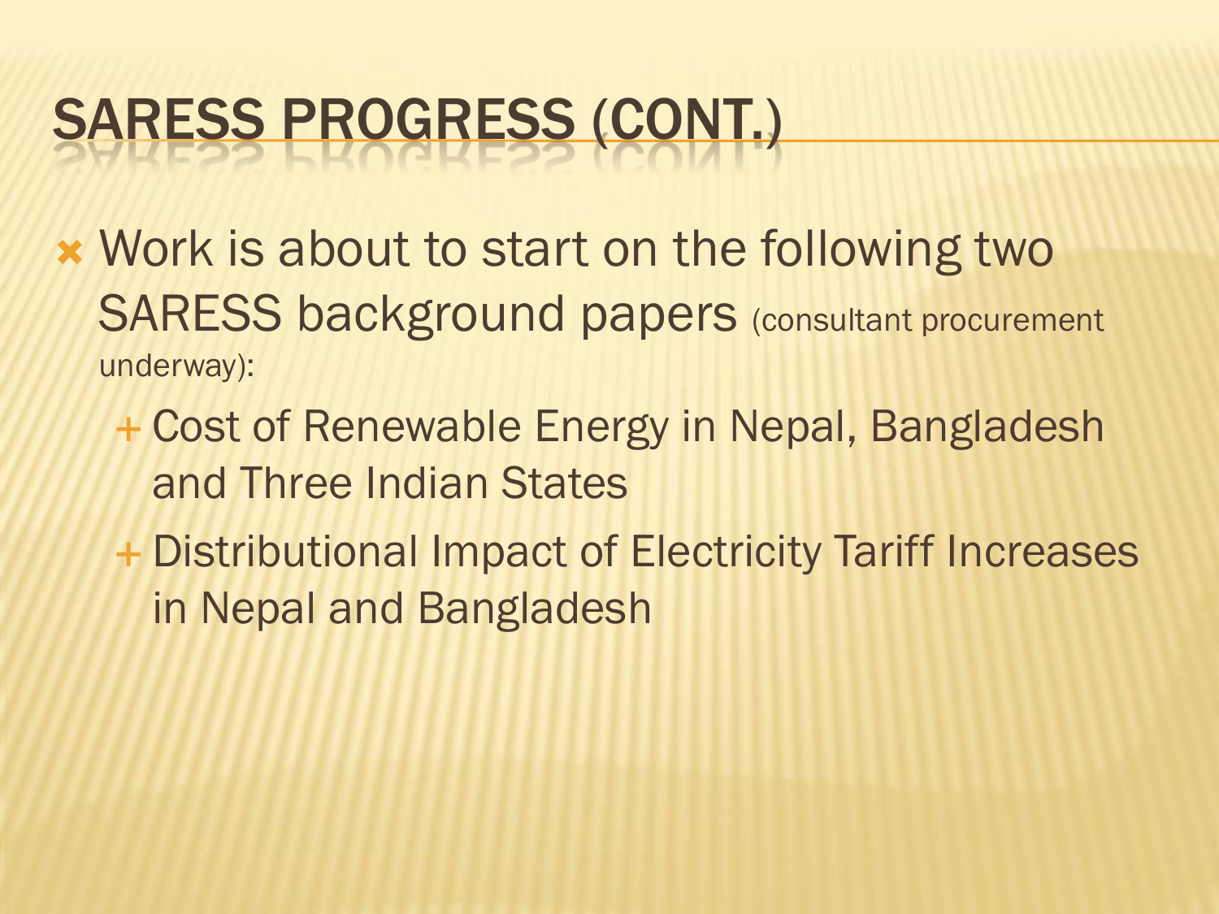# SARESS PROGRESS (CONT.)

- Work is about to start on the following two SARESS background papers (consultant procurement underway):
  - Cost of Renewable Energy in Nepal, Bangladesh and Three Indian States
  - Distributional Impact of Electricity Tariff Increases in Nepal and Bangladesh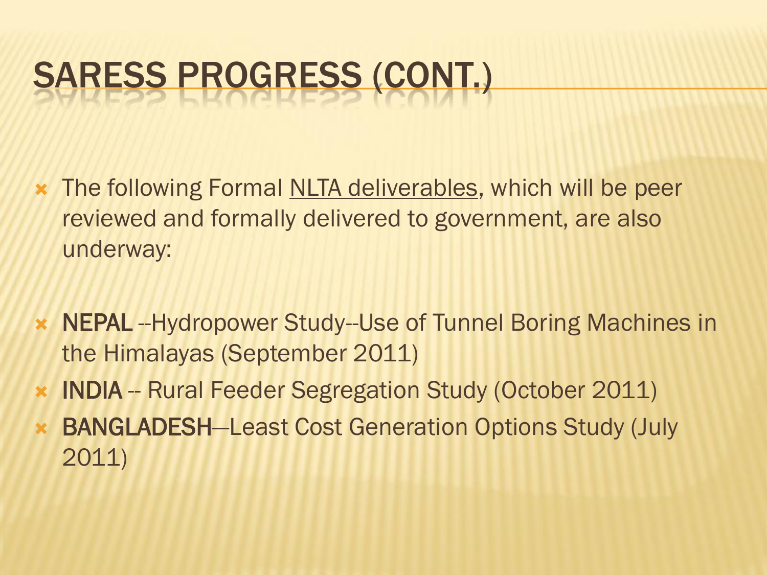# SARESS PROGRESS (CONT.)

- The following Formal NLTA deliverables, which will be peer reviewed and formally delivered to government, are also underway:

- **NEPAL** --Hydropower Study--Use of Tunnel Boring Machines in the Himalayas (September 2011)
- **INDIA** -- Rural Feeder Segregation Study (October 2011)
- **BANGLADESH**—Least Cost Generation Options Study (July 2011)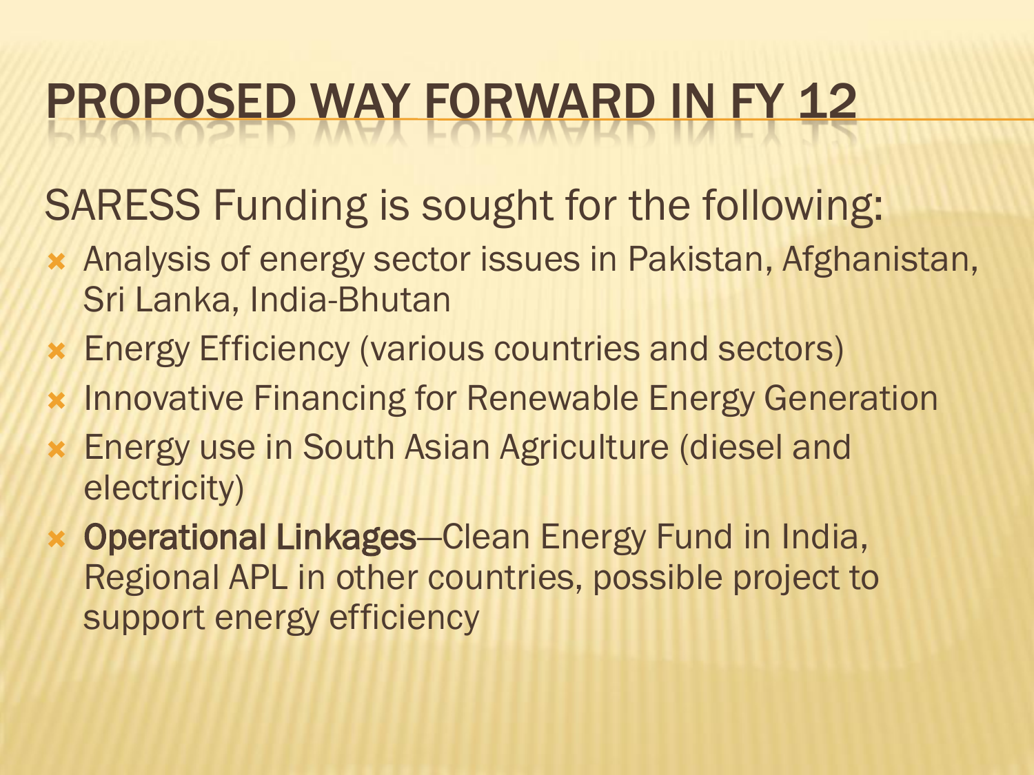# PROPOSED WAY FORWARD IN FY 12

SARESS Funding is sought for the following:

- Analysis of energy sector issues in Pakistan, Afghanistan, Sri Lanka, India-Bhutan
- Energy Efficiency (various countries and sectors)
- Innovative Financing for Renewable Energy Generation
- Energy use in South Asian Agriculture (diesel and electricity)
- **Operational Linkages**—Clean Energy Fund in India, Regional APL in other countries, possible project to support energy efficiency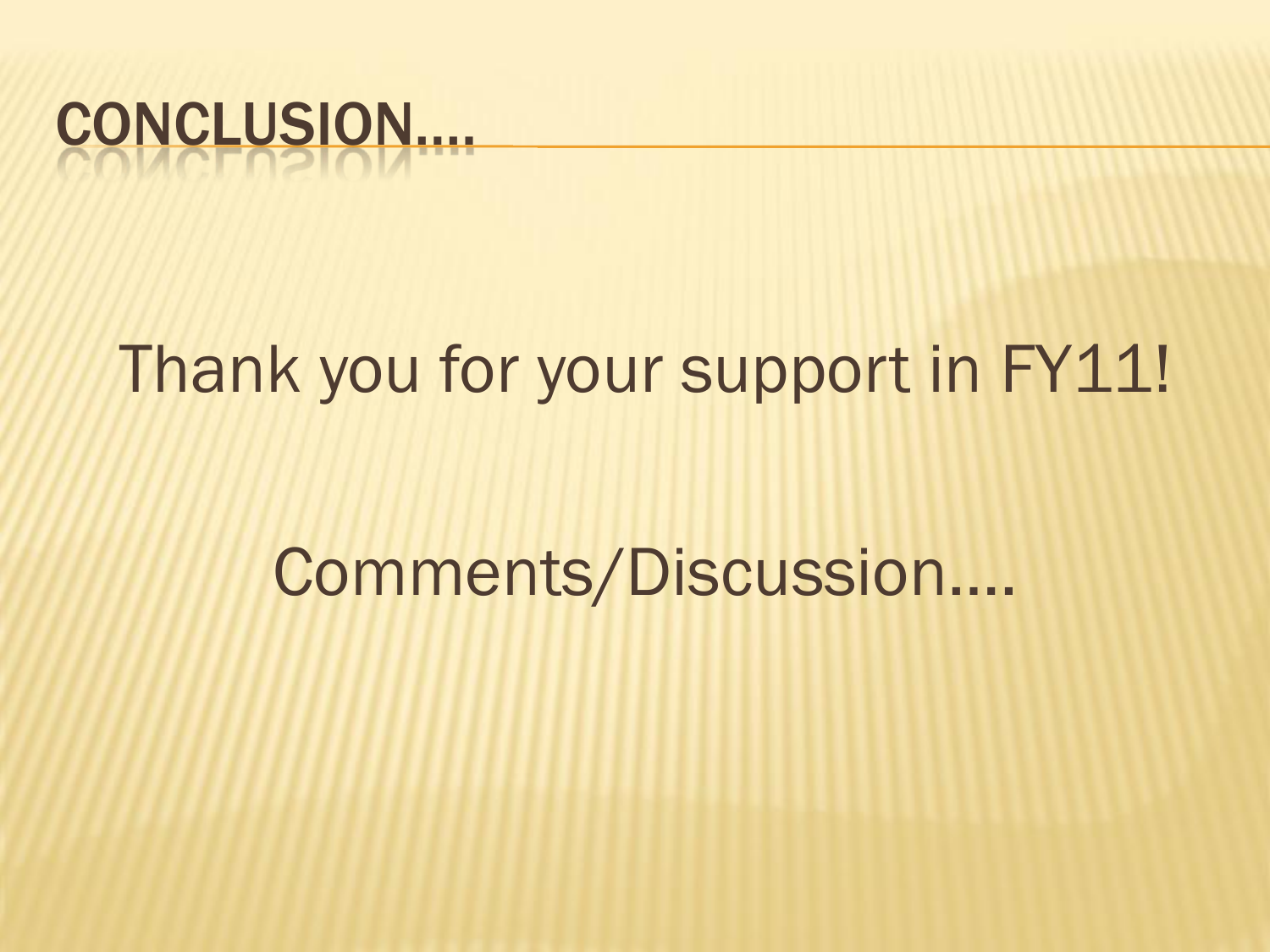# CONCLUSION….

Thank you for your support in FY11!

Comments/Discussion….